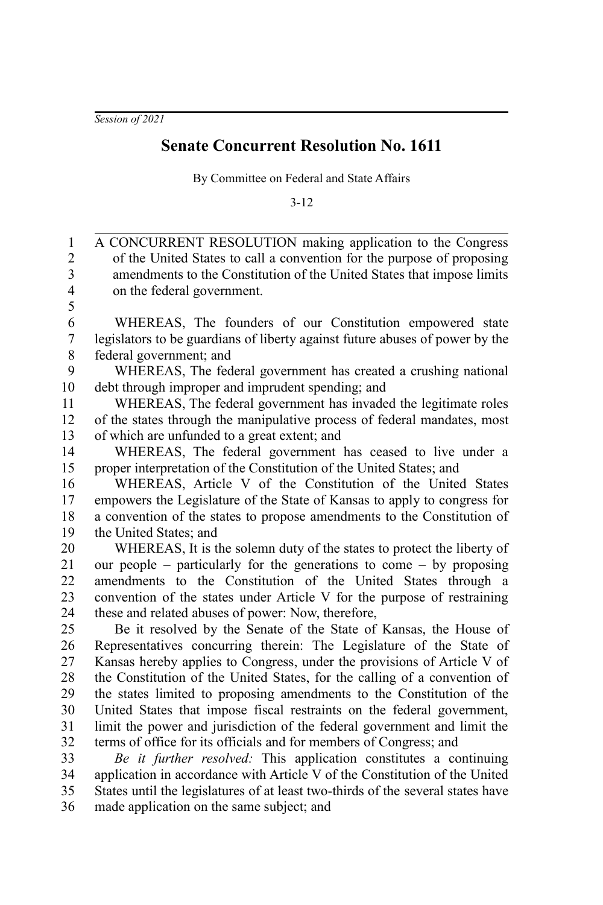*Session of 2021*

# Senate Concurrent Resolution No. 1611

By Committee on Federal and State Affairs

3-12

A CONCURRENT RESOLUTION making application to the Congress of the United States to call a convention for the purpose of proposing amendments to the Constitution of the United States that impose limits on the federal government.

WHEREAS, The founders of our Constitution empowered state legislators to be guardians of liberty against future abuses of power by the federal government; and

WHEREAS, The federal government has created a crushing national debt through improper and imprudent spending; and

WHEREAS, The federal government has invaded the legitimate roles of the states through the manipulative process of federal mandates, most of which are unfunded to a great extent; and

WHEREAS, The federal government has ceased to live under a proper interpretation of the Constitution of the United States; and

WHEREAS, Article V of the Constitution of the United States empowers the Legislature of the State of Kansas to apply to congress for a convention of the states to propose amendments to the Constitution of the United States; and

WHEREAS, It is the solemn duty of the states to protect the liberty of our people – particularly for the generations to come – by proposing amendments to the Constitution of the United States through a convention of the states under Article V for the purpose of restraining these and related abuses of power: Now, therefore,

Be it resolved by the Senate of the State of Kansas, the House of Representatives concurring therein: The Legislature of the State of Kansas hereby applies to Congress, under the provisions of Article V of the Constitution of the United States, for the calling of a convention of the states limited to proposing amendments to the Constitution of the United States that impose fiscal restraints on the federal government, limit the power and jurisdiction of the federal government and limit the terms of office for its officials and for members of Congress; and

*Be it further resolved:* This application constitutes a continuing application in accordance with Article V of the Constitution of the United States until the legislatures of at least two-thirds of the several states have made application on the same subject; and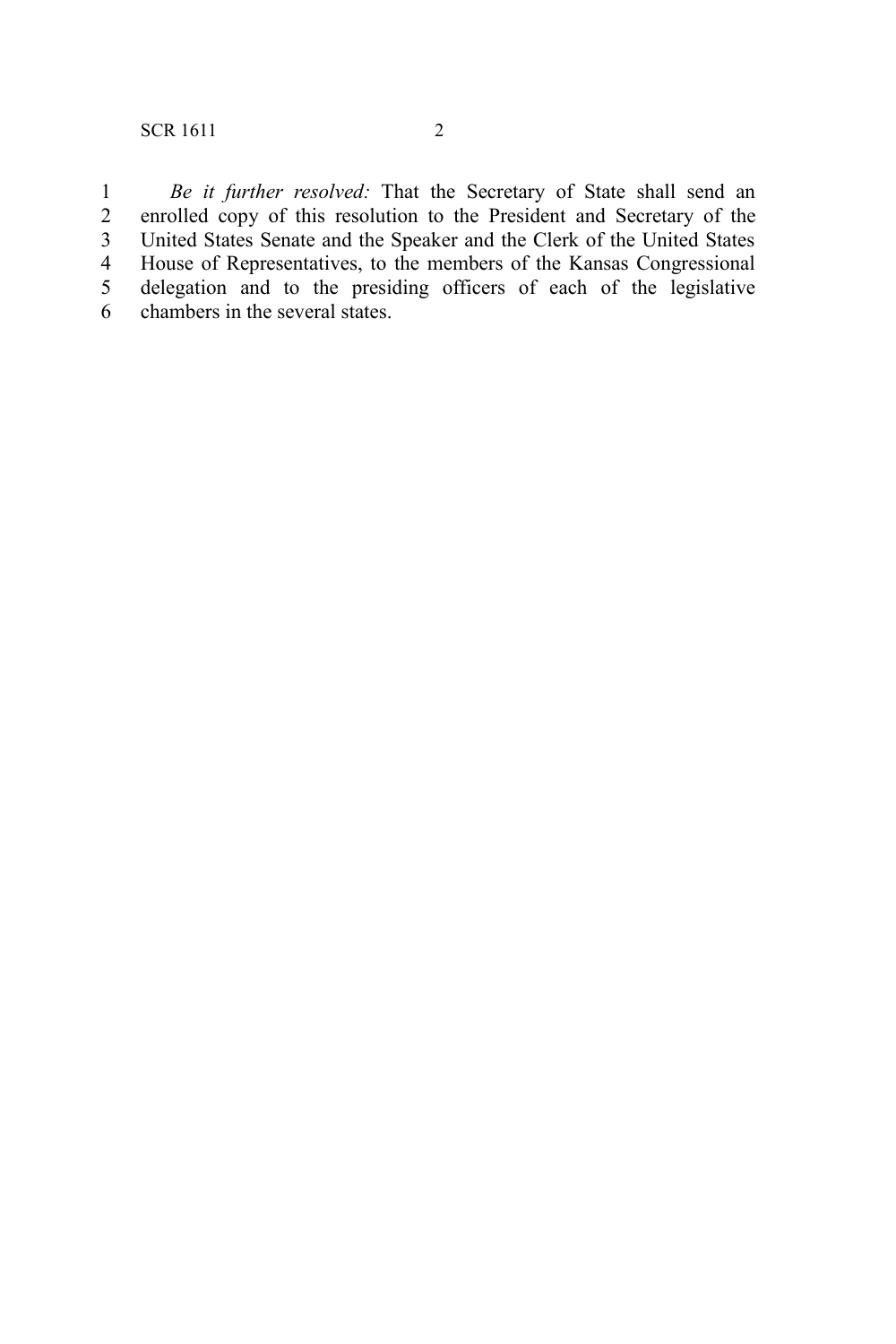*Be it further resolved:* That the Secretary of State shall send an enrolled copy of this resolution to the President and Secretary of the United States Senate and the Speaker and the Clerk of the United States House of Representatives, to the members of the Kansas Congressional delegation and to the presiding officers of each of the legislative chambers in the several states.